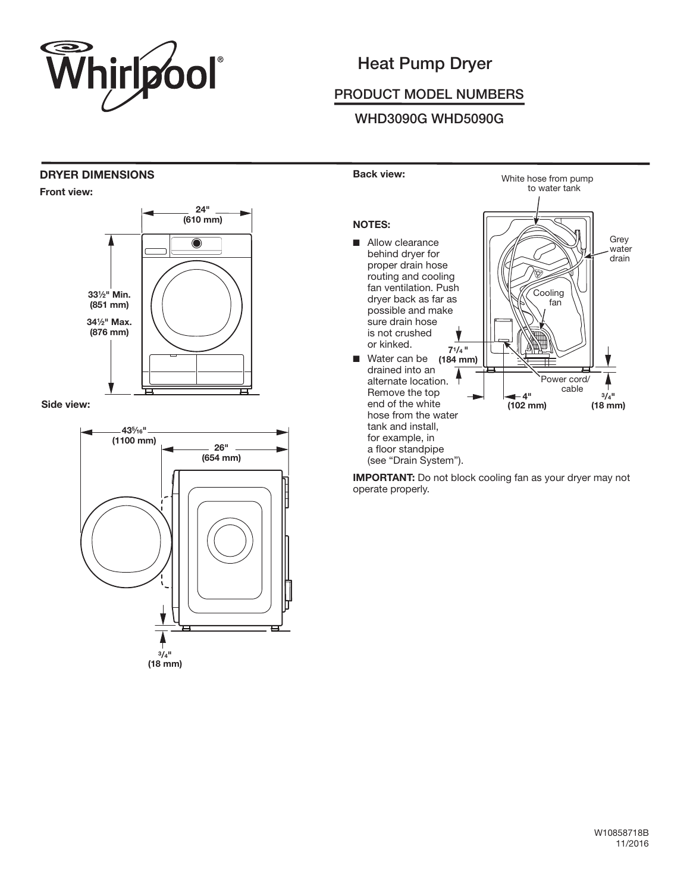Whirlpool®

# Heat Pump Dryer

## PRODUCT MODEL NUMBERS

WHD3090G WHD5090G

## DRYER DIMENSIONS

**Front view:**

24" (610 mm)

33½" Min. (851 mm)

34½" Max. (876 mm)

**Side view:**

43⁵⁄₁₆" (1100 mm)

26" (654 mm)

¾" (18 mm)

**Back view:**

White hose from pump to water tank

Grey water drain

Cooling fan

Power cord/cable

7¼" (184 mm)

4" (102 mm)

¾" (18 mm)

**NOTES:**

- Allow clearance behind dryer for proper drain hose routing and cooling fan ventilation. Push dryer back as far as possible and make sure drain hose is not crushed or kinked.
- Water can be drained into an alternate location. Remove the top end of the white hose from the water tank and install, for example, in a floor standpipe (see "Drain System").

**IMPORTANT:** Do not block cooling fan as your dryer may not operate properly.

W10858718B
11/2016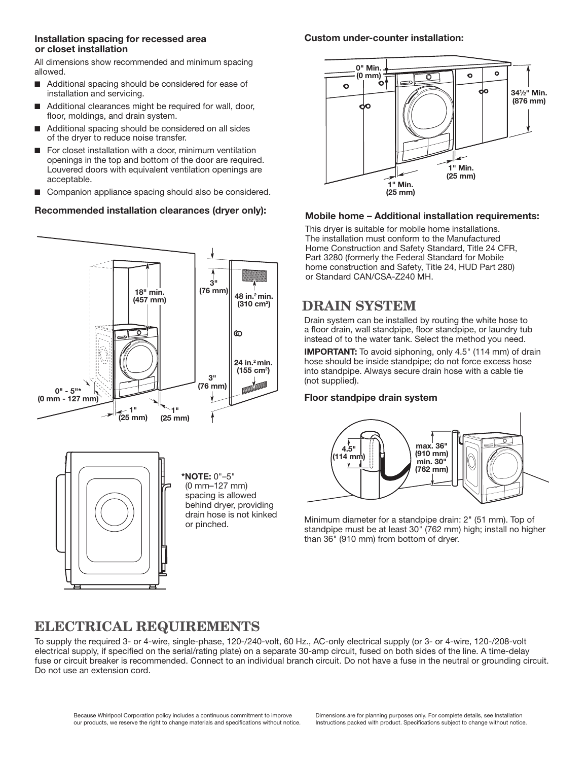### Installation spacing for recessed area or closet installation

All dimensions show recommended and minimum spacing allowed.

- Additional spacing should be considered for ease of installation and servicing.
- Additional clearances might be required for wall, door, floor, moldings, and drain system.
- Additional spacing should be considered on all sides of the dryer to reduce noise transfer.
- For closet installation with a door, minimum ventilation openings in the top and bottom of the door are required. Louvered doors with equivalent ventilation openings are acceptable.
- Companion appliance spacing should also be considered.

### Recommended installation clearances (dryer only):

18" min. (457 mm)

3" (76 mm)

48 in.² min. (310 cm²)

24 in.² min. (155 cm²)

3" (76 mm)

0" - 5"* (0 mm - 127 mm)

1" (25 mm)

1" (25 mm)

***NOTE:** 0"–5" (0 mm–127 mm) spacing is allowed behind dryer, providing drain hose is not kinked or pinched.

### Custom under-counter installation:

0" Min. (0 mm)

34½" Min. (876 mm)

1" Min. (25 mm)

1" Min. (25 mm)

### Mobile home – Additional installation requirements:

This dryer is suitable for mobile home installations. The installation must conform to the Manufactured Home Construction and Safety Standard, Title 24 CFR, Part 3280 (formerly the Federal Standard for Mobile home construction and Safety, Title 24, HUD Part 280) or Standard CAN/CSA-Z240 MH.

## DRAIN SYSTEM

Drain system can be installed by routing the white hose to a floor drain, wall standpipe, floor standpipe, or laundry tub instead of to the water tank. Select the method you need.

**IMPORTANT:** To avoid siphoning, only 4.5" (114 mm) of drain hose should be inside standpipe; do not force excess hose into standpipe. Always secure drain hose with a cable tie (not supplied).

### Floor standpipe drain system

4.5" (114 mm)

max. 36" (910 mm) min. 30" (762 mm)

Minimum diameter for a standpipe drain: 2" (51 mm). Top of standpipe must be at least 30" (762 mm) high; install no higher than 36" (910 mm) from bottom of dryer.

## ELECTRICAL REQUIREMENTS

To supply the required 3- or 4-wire, single-phase, 120-/240-volt, 60 Hz., AC-only electrical supply (or 3- or 4-wire, 120-/208-volt electrical supply, if specified on the serial/rating plate) on a separate 30-amp circuit, fused on both sides of the line. A time-delay fuse or circuit breaker is recommended. Connect to an individual branch circuit. Do not have a fuse in the neutral or grounding circuit. Do not use an extension cord.

Because Whirlpool Corporation policy includes a continuous commitment to improve our products, we reserve the right to change materials and specifications without notice.

Dimensions are for planning purposes only. For complete details, see Installation Instructions packed with product. Specifications subject to change without notice.